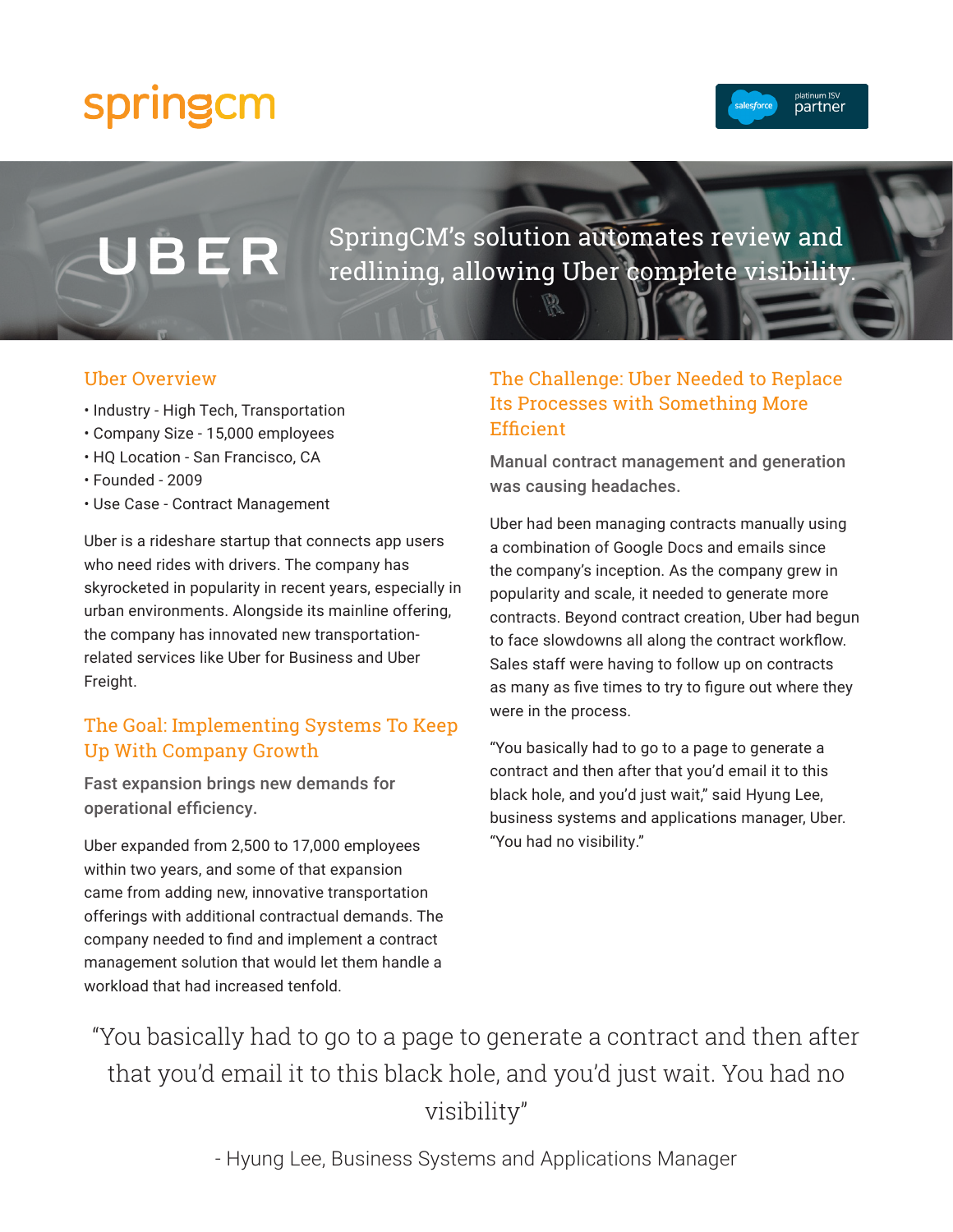springcm

salesforce platinum ISV partner

# UBER

SpringCM's solution automates review and redlining, allowing Uber complete visibility.

## Uber Overview

- Industry - High Tech, Transportation
- Company Size - 15,000 employees
- HQ Location - San Francisco, CA
- Founded - 2009
- Use Case - Contract Management

Uber is a rideshare startup that connects app users who need rides with drivers. The company has skyrocketed in popularity in recent years, especially in urban environments. Alongside its mainline offering, the company has innovated new transportation-related services like Uber for Business and Uber Freight.

## The Goal: Implementing Systems To Keep Up With Company Growth

**Fast expansion brings new demands for operational efficiency.**

Uber expanded from 2,500 to 17,000 employees within two years, and some of that expansion came from adding new, innovative transportation offerings with additional contractual demands. The company needed to find and implement a contract management solution that would let them handle a workload that had increased tenfold.

## The Challenge: Uber Needed to Replace Its Processes with Something More Efficient

**Manual contract management and generation was causing headaches.**

Uber had been managing contracts manually using a combination of Google Docs and emails since the company's inception. As the company grew in popularity and scale, it needed to generate more contracts. Beyond contract creation, Uber had begun to face slowdowns all along the contract workflow. Sales staff were having to follow up on contracts as many as five times to try to figure out where they were in the process.

"You basically had to go to a page to generate a contract and then after that you'd email it to this black hole, and you'd just wait," said Hyung Lee, business systems and applications manager, Uber. "You had no visibility."

> "You basically had to go to a page to generate a contract and then after that you'd email it to this black hole, and you'd just wait. You had no visibility"
>
> - Hyung Lee, Business Systems and Applications Manager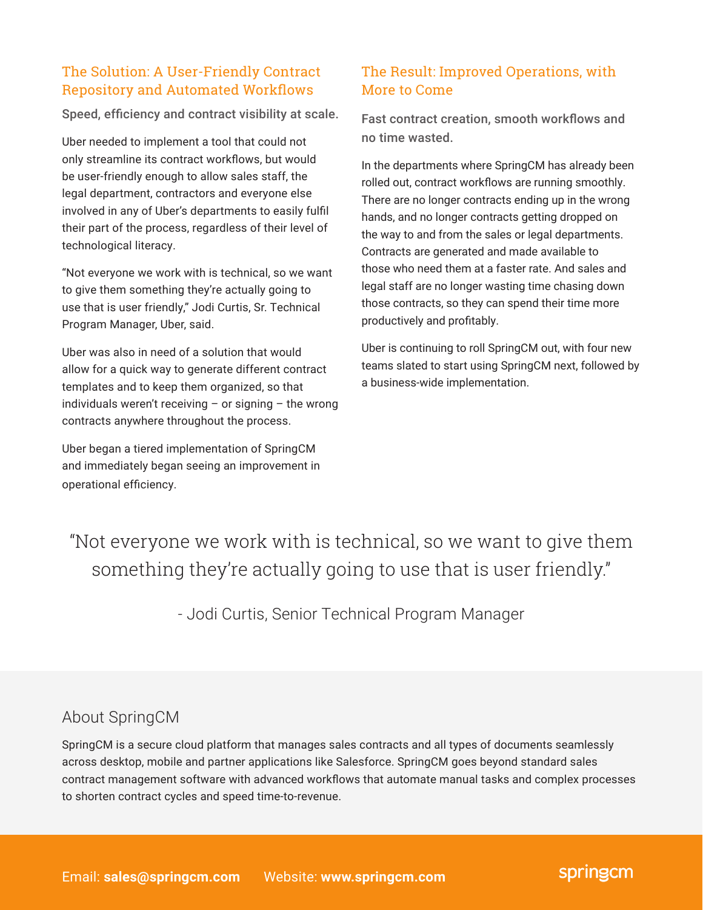## The Solution: A User-Friendly Contract Repository and Automated Workflows

**Speed, efficiency and contract visibility at scale.**

Uber needed to implement a tool that could not only streamline its contract workflows, but would be user-friendly enough to allow sales staff, the legal department, contractors and everyone else involved in any of Uber's departments to easily fulfil their part of the process, regardless of their level of technological literacy.

"Not everyone we work with is technical, so we want to give them something they're actually going to use that is user friendly," Jodi Curtis, Sr. Technical Program Manager, Uber, said.

Uber was also in need of a solution that would allow for a quick way to generate different contract templates and to keep them organized, so that individuals weren't receiving – or signing – the wrong contracts anywhere throughout the process.

Uber began a tiered implementation of SpringCM and immediately began seeing an improvement in operational efficiency.

## The Result: Improved Operations, with More to Come

**Fast contract creation, smooth workflows and no time wasted.**

In the departments where SpringCM has already been rolled out, contract workflows are running smoothly. There are no longer contracts ending up in the wrong hands, and no longer contracts getting dropped on the way to and from the sales or legal departments. Contracts are generated and made available to those who need them at a faster rate. And sales and legal staff are no longer wasting time chasing down those contracts, so they can spend their time more productively and profitably.

Uber is continuing to roll SpringCM out, with four new teams slated to start using SpringCM next, followed by a business-wide implementation.

> "Not everyone we work with is technical, so we want to give them something they're actually going to use that is user friendly."
>
> - Jodi Curtis, Senior Technical Program Manager

## About SpringCM

SpringCM is a secure cloud platform that manages sales contracts and all types of documents seamlessly across desktop, mobile and partner applications like Salesforce. SpringCM goes beyond standard sales contract management software with advanced workflows that automate manual tasks and complex processes to shorten contract cycles and speed time-to-revenue.

Email: **sales@springcm.com** Website: **www.springcm.com**

springcm